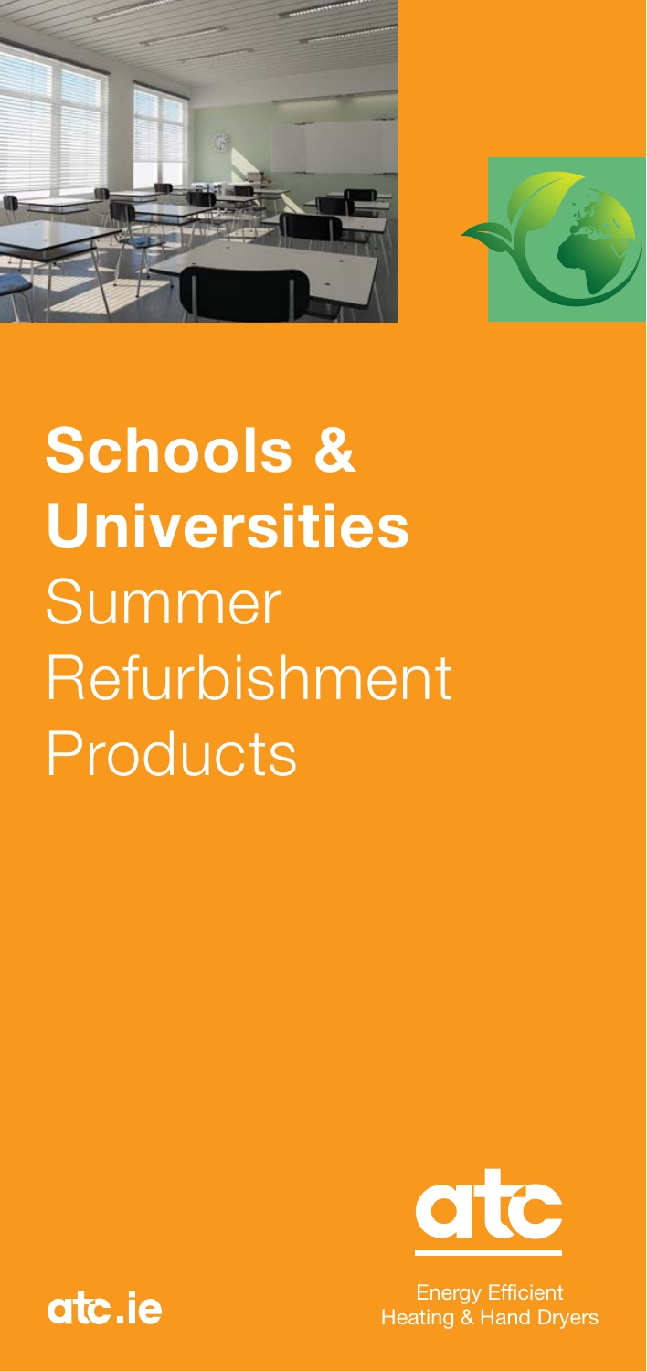# **Schools & Universities** Summer Refurbishment Products

atc

Energy Efficient Heating & Hand Dryers

atc.ie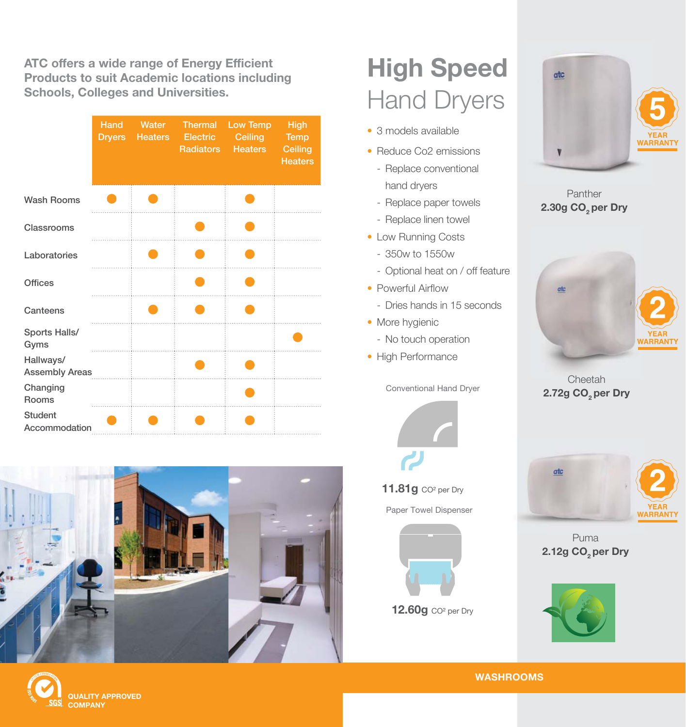ATC offers a wide range of Energy Efficient Products to suit Academic locations including Schools, Colleges and Universities.

| | Hand Dryers | Water Heaters | Thermal Electric Radiators | Low Temp Ceiling Heaters | High Temp Ceiling Heaters |
|---|---|---|---|---|---|
| Wash Rooms | ● | ● | | ● | |
| Classrooms | | | ● | ● | |
| Laboratories | | ● | ● | ● | |
| Offices | | | ● | ● | |
| Canteens | | ● | ● | ● | |
| Sports Halls/ Gyms | | | | | ● |
| Hallways/ Assembly Areas | | | ● | ● | |
| Changing Rooms | | | | ● | |
| Student Accommodation | ● | ● | ● | ● | |

QUALITY APPROVED COMPANY

# High Speed Hand Dryers

- 3 models available
- Reduce Co2 emissions
  - Replace conventional hand dryers
  - Replace paper towels
  - Replace linen towel
- Low Running Costs
  - 350w to 1550w
  - Optional heat on / off feature
- Powerful Airflow
  - Dries hands in 15 seconds
- More hygienic
  - No touch operation
- High Performance

Conventional Hand Dryer

**11.81g** $CO^2$ per Dry

Paper Towel Dispenser

**12.60g** $CO^2$ per Dry

5 YEAR WARRANTY

Panther
**2.30g $CO_2$ per Dry**

2 YEAR WARRANTY

Cheetah
**2.72g $CO_2$ per Dry**

2 YEAR WARRANTY

Puma
**2.12g $CO_2$ per Dry**

WASHROOMS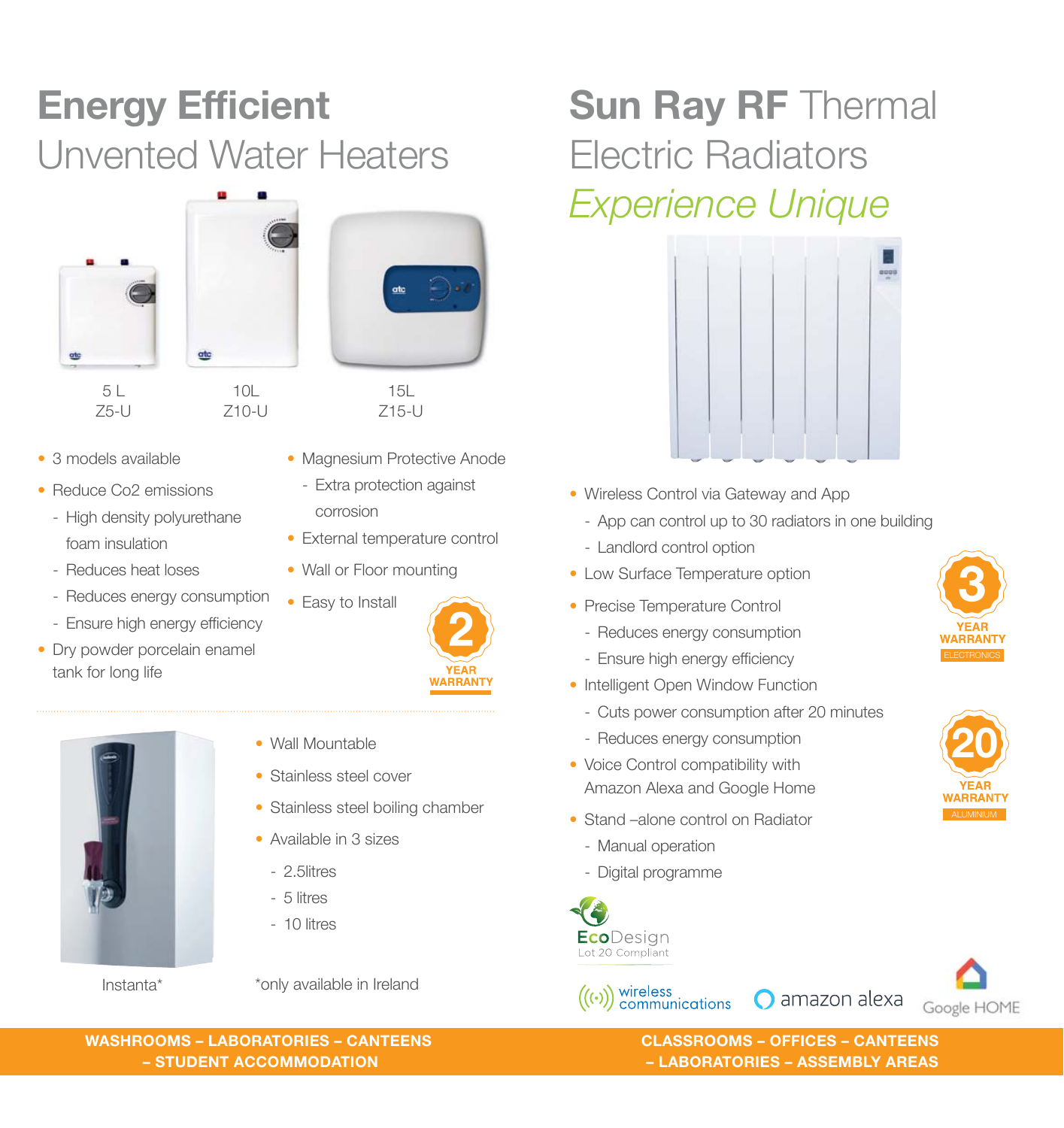# Energy Efficient Unvented Water Heaters

5 L
Z5-U

10L
Z10-U

15L
Z15-U

- 3 models available
- Reduce Co2 emissions
  - High density polyurethane foam insulation
  - Reduces heat loses
  - Reduces energy consumption
  - Ensure high energy efficiency
- Dry powder porcelain enamel tank for long life
- Magnesium Protective Anode
  - Extra protection against corrosion
- External temperature control
- Wall or Floor mounting
- Easy to Install

2 YEAR WARRANTY

- Wall Mountable
- Stainless steel cover
- Stainless steel boiling chamber
- Available in 3 sizes
  - 2.5litres
  - 5 litres
  - 10 litres

Instanta*

*only available in Ireland

**WASHROOMS – LABORATORIES – CANTEENS – STUDENT ACCOMMODATION**

# Sun Ray RF Thermal Electric Radiators

*Experience Unique*

- Wireless Control via Gateway and App
  - App can control up to 30 radiators in one building
  - Landlord control option
- Low Surface Temperature option
- Precise Temperature Control
  - Reduces energy consumption
  - Ensure high energy efficiency
- Intelligent Open Window Function
  - Cuts power consumption after 20 minutes
  - Reduces energy consumption
- Voice Control compatibility with Amazon Alexa and Google Home
- Stand –alone control on Radiator
  - Manual operation
  - Digital programme

3 YEAR WARRANTY ELECTRONICS

20 YEAR WARRANTY ALUMINIUM

EcoDesign Lot 20 Compliant

wireless communications

amazon alexa

Google HOME

**CLASSROOMS – OFFICES – CANTEENS – LABORATORIES – ASSEMBLY AREAS**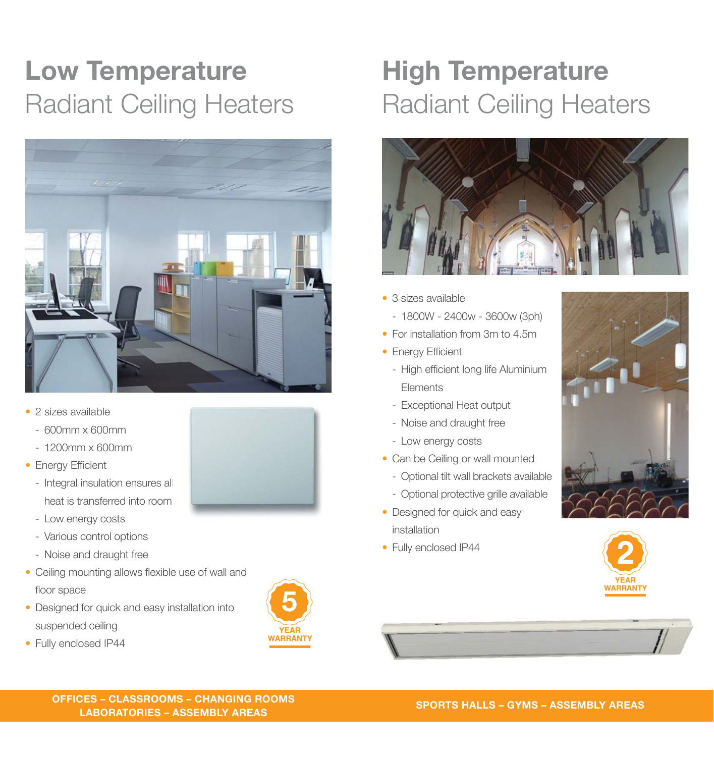# Low Temperature Radiant Ceiling Heaters

- 2 sizes available
  - 600mm x 600mm
  - 1200mm x 600mm
- Energy Efficient
  - Integral insulation ensures all heat is transferred into room
  - Low energy costs
  - Various control options
  - Noise and draught free
- Ceiling mounting allows flexible use of wall and floor space
- Designed for quick and easy installation into suspended ceiling
- Fully enclosed IP44

5 YEAR WARRANTY

**OFFICES – CLASSROOMS – CHANGING ROOMS LABORATORIES – ASSEMBLY AREAS**

# High Temperature Radiant Ceiling Heaters

- 3 sizes available
  - 1800W - 2400w - 3600w (3ph)
- For installation from 3m to 4.5m
- Energy Efficient
  - High efficient long life Aluminium Elements
  - Exceptional Heat output
  - Noise and draught free
  - Low energy costs
- Can be Ceiling or wall mounted
  - Optional tilt wall brackets available
  - Optional protective grille available
- Designed for quick and easy installation
- Fully enclosed IP44

2 YEAR WARRANTY

**SPORTS HALLS – GYMS – ASSEMBLY AREAS**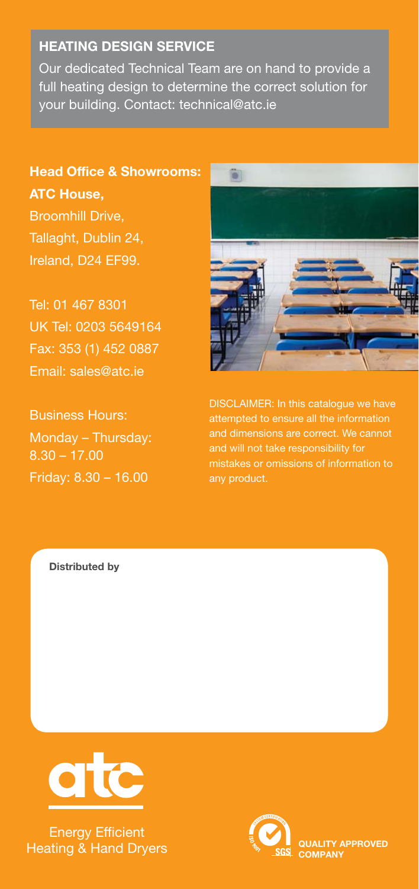## HEATING DESIGN SERVICE

Our dedicated Technical Team are on hand to provide a full heating design to determine the correct solution for your building. Contact: technical@atc.ie

**Head Office & Showrooms:**

**ATC House,**
Broomhill Drive,
Tallaght, Dublin 24,
Ireland, D24 EF99.

Tel: 01 467 8301
UK Tel: 0203 5649164
Fax: 353 (1) 452 0887
Email: sales@atc.ie

Business Hours:
Monday – Thursday: 8.30 – 17.00
Friday: 8.30 – 16.00

DISCLAIMER: In this catalogue we have attempted to ensure all the information and dimensions are correct. We cannot and will not take responsibility for mistakes or omissions of information to any product.

**Distributed by**

atc

Energy Efficient Heating & Hand Dryers

**QUALITY APPROVED COMPANY**